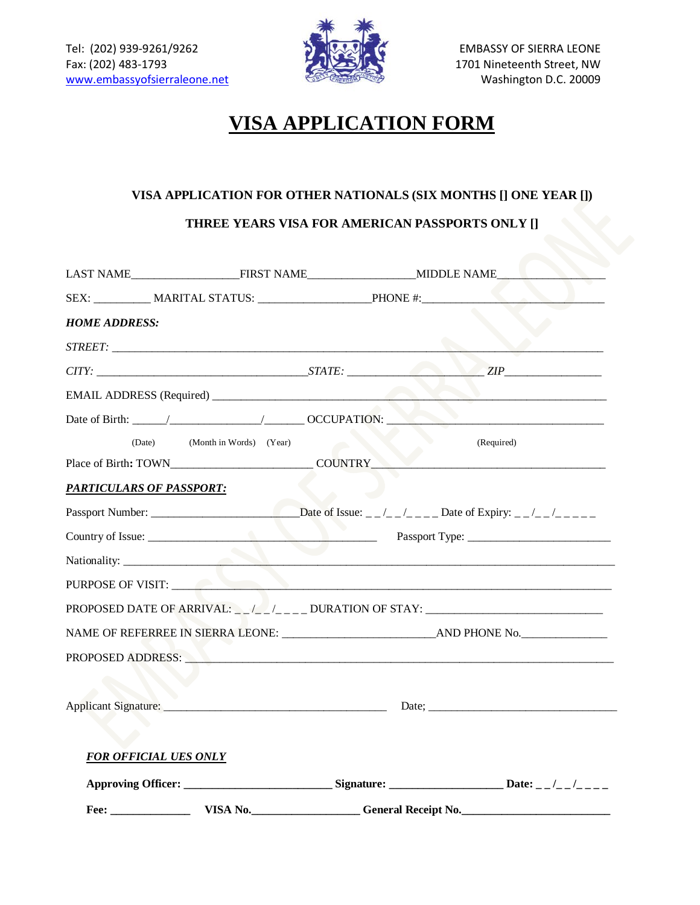Tel: (202) 939-9261/9262
Fax: (202) 483-1793
www.embassyofsierraleone.net

EMBASSY OF SIERRA LEONE
1701 Nineteenth Street, NW
Washington D.C. 20009

# VISA APPLICATION FORM

**VISA APPLICATION FOR OTHER NATIONALS (SIX MONTHS [] ONE YEAR [])**

**THREE YEARS VISA FOR AMERICAN PASSPORTS ONLY []**

LAST NAME__________________FIRST NAME_________________MIDDLE NAME_________________

SEX: _________ MARITAL STATUS: __________________PHONE #:______________________________

***HOME ADDRESS:***

*STREET:* ____________________________________________________________________________

*CITY:* ___________________________________*STATE:* ______________________ *ZIP*________________

EMAIL ADDRESS (Required) _____________________________________________________________

Date of Birth: _____/______________/_______ OCCUPATION: ___________________________________

(Date) (Month in Words) (Year) (Required)

Place of Birth**:** TOWN______________________ COUNTRY______________________________________

***PARTICULARS OF PASSPORT:***

Passport Number: ________________________Date of Issue: _ _ /_ _ /_ _ _ _ Date of Expiry: _ _ /_ _ /_ _ _ _ _

Country of Issue: ______________________________________ Passport Type: ________________________

Nationality: ____________________________________________________________________________

PURPOSE OF VISIT: ______________________________________________________________________

PROPOSED DATE OF ARRIVAL: _ _ /_ _ /_ _ _ _ DURATION OF STAY: _____________________________

NAME OF REFERREE IN SIERRA LEONE: _________________________AND PHONE No.______________

PROPOSED ADDRESS: _____________________________________________________________________

Applicant Signature: _____________________________________ Date; _________________________________

***FOR OFFICIAL UES ONLY***

**Approving Officer: ________________________ Signature: ___________________ Date: _ _ /_ _ /_ _ _ _**

**Fee: _____________ VISA No._________________ General Receipt No.________________________**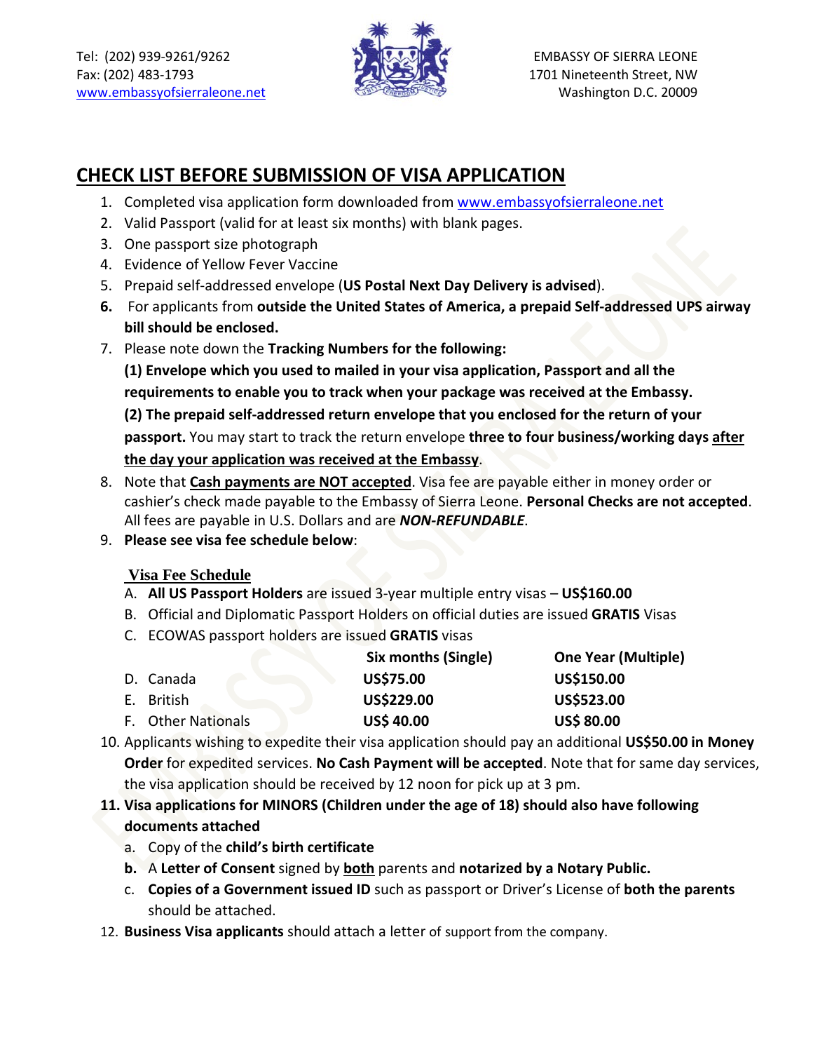Tel: (202) 939-9261/9262
Fax: (202) 483-1793
www.embassyofsierraleone.net

EMBASSY OF SIERRA LEONE
1701 Nineteenth Street, NW
Washington D.C. 20009

## CHECK LIST BEFORE SUBMISSION OF VISA APPLICATION

1. Completed visa application form downloaded from www.embassyofsierraleone.net
2. Valid Passport (valid for at least six months) with blank pages.
3. One passport size photograph
4. Evidence of Yellow Fever Vaccine
5. Prepaid self-addressed envelope (**US Postal Next Day Delivery is advised**).
6. For applicants from **outside the United States of America, a prepaid Self-addressed UPS airway bill should be enclosed.**
7. Please note down the **Tracking Numbers for the following:**
   **(1) Envelope which you used to mailed in your visa application, Passport and all the requirements to enable you to track when your package was received at the Embassy.**
   **(2) The prepaid self-addressed return envelope that you enclosed for the return of your passport.** You may start to track the return envelope **three to four business/working days after the day your application was received at the Embassy**.
8. Note that **Cash payments are NOT accepted**. Visa fee are payable either in money order or cashier's check made payable to the Embassy of Sierra Leone. **Personal Checks are not accepted**. All fees are payable in U.S. Dollars and are ***NON-REFUNDABLE***.
9. **Please see visa fee schedule below**:

**Visa Fee Schedule**

A. **All US Passport Holders** are issued 3-year multiple entry visas – **US$160.00**
B. Official and Diplomatic Passport Holders on official duties are issued **GRATIS** Visas
C. ECOWAS passport holders are issued **GRATIS** visas

| | Six months (Single) | One Year (Multiple) |
|---|---|---|
| D. Canada | **US$75.00** | **US$150.00** |
| E. British | **US$229.00** | **US$523.00** |
| F. Other Nationals | **US$ 40.00** | **US$ 80.00** |

10. Applicants wishing to expedite their visa application should pay an additional **US$50.00 in Money Order** for expedited services. **No Cash Payment will be accepted**. Note that for same day services, the visa application should be received by 12 noon for pick up at 3 pm.
11. **Visa applications for MINORS (Children under the age of 18) should also have following documents attached**
    a. Copy of the **child's birth certificate**
    b. A **Letter of Consent** signed by **both** parents and **notarized by a Notary Public.**
    c. **Copies of a Government issued ID** such as passport or Driver's License of **both the parents** should be attached.
12. **Business Visa applicants** should attach a letter of support from the company.